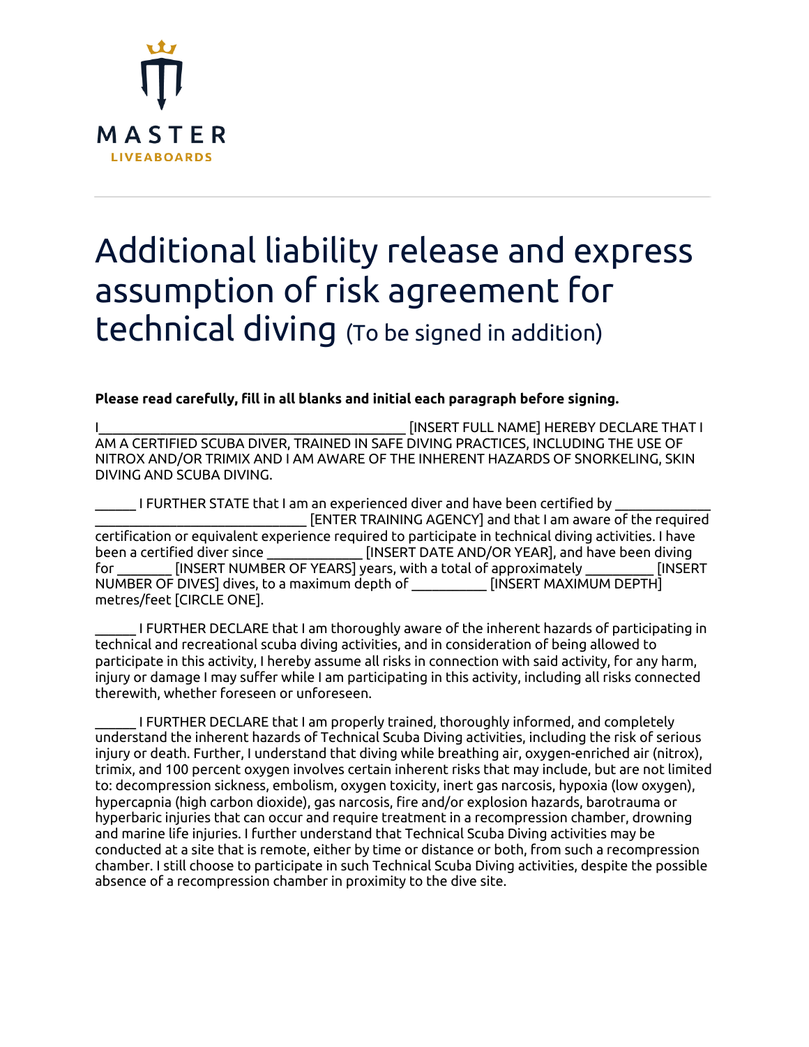MASTER
LIVEABOARDS

# Additional liability release and express assumption of risk agreement for technical diving (To be signed in addition)

**Please read carefully, fill in all blanks and initial each paragraph before signing.**

I_________________________________________ [INSERT FULL NAME] HEREBY DECLARE THAT I AM A CERTIFIED SCUBA DIVER, TRAINED IN SAFE DIVING PRACTICES, INCLUDING THE USE OF NITROX AND/OR TRIMIX AND I AM AWARE OF THE INHERENT HAZARDS OF SNORKELING, SKIN DIVING AND SCUBA DIVING.

_____ I FURTHER STATE that I am an experienced diver and have been certified by ____________ ____________________________ [ENTER TRAINING AGENCY] and that I am aware of the required certification or equivalent experience required to participate in technical diving activities. I have been a certified diver since _____________ [INSERT DATE AND/OR YEAR], and have been diving for _______ [INSERT NUMBER OF YEARS] years, with a total of approximately _________ [INSERT NUMBER OF DIVES] dives, to a maximum depth of __________ [INSERT MAXIMUM DEPTH] metres/feet [CIRCLE ONE].

_____ I FURTHER DECLARE that I am thoroughly aware of the inherent hazards of participating in technical and recreational scuba diving activities, and in consideration of being allowed to participate in this activity, I hereby assume all risks in connection with said activity, for any harm, injury or damage I may suffer while I am participating in this activity, including all risks connected therewith, whether foreseen or unforeseen.

_____ I FURTHER DECLARE that I am properly trained, thoroughly informed, and completely understand the inherent hazards of Technical Scuba Diving activities, including the risk of serious injury or death. Further, I understand that diving while breathing air, oxygen-enriched air (nitrox), trimix, and 100 percent oxygen involves certain inherent risks that may include, but are not limited to: decompression sickness, embolism, oxygen toxicity, inert gas narcosis, hypoxia (low oxygen), hypercapnia (high carbon dioxide), gas narcosis, fire and/or explosion hazards, barotrauma or hyperbaric injuries that can occur and require treatment in a recompression chamber, drowning and marine life injuries. I further understand that Technical Scuba Diving activities may be conducted at a site that is remote, either by time or distance or both, from such a recompression chamber. I still choose to participate in such Technical Scuba Diving activities, despite the possible absence of a recompression chamber in proximity to the dive site.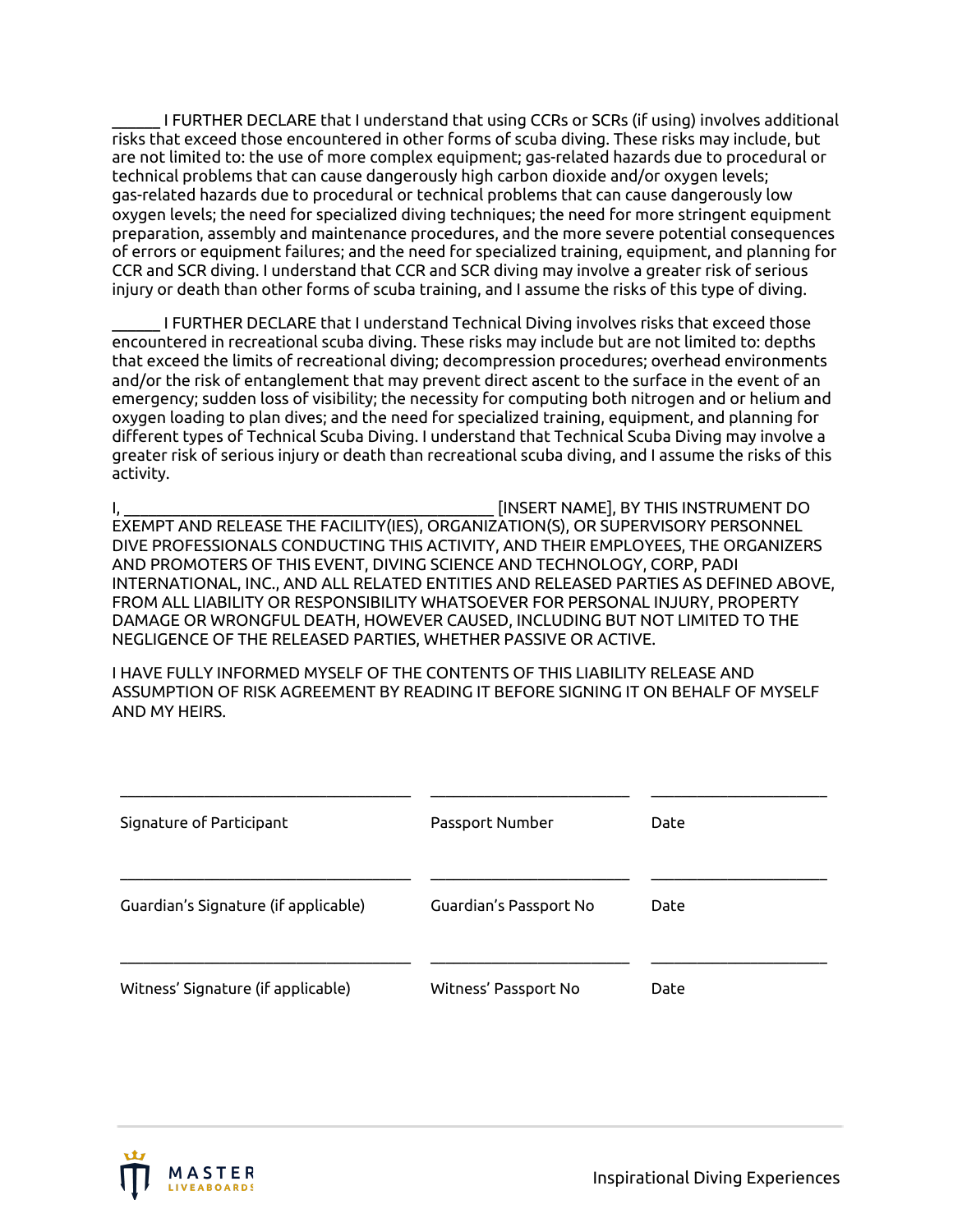______ I FURTHER DECLARE that I understand that using CCRs or SCRs (if using) involves additional risks that exceed those encountered in other forms of scuba diving. These risks may include, but are not limited to: the use of more complex equipment; gas-related hazards due to procedural or technical problems that can cause dangerously high carbon dioxide and/or oxygen levels; gas-related hazards due to procedural or technical problems that can cause dangerously low oxygen levels; the need for specialized diving techniques; the need for more stringent equipment preparation, assembly and maintenance procedures, and the more severe potential consequences of errors or equipment failures; and the need for specialized training, equipment, and planning for CCR and SCR diving. I understand that CCR and SCR diving may involve a greater risk of serious injury or death than other forms of scuba training, and I assume the risks of this type of diving.

______ I FURTHER DECLARE that I understand Technical Diving involves risks that exceed those encountered in recreational scuba diving. These risks may include but are not limited to: depths that exceed the limits of recreational diving; decompression procedures; overhead environments and/or the risk of entanglement that may prevent direct ascent to the surface in the event of an emergency; sudden loss of visibility; the necessity for computing both nitrogen and or helium and oxygen loading to plan dives; and the need for specialized training, equipment, and planning for different types of Technical Scuba Diving. I understand that Technical Scuba Diving may involve a greater risk of serious injury or death than recreational scuba diving, and I assume the risks of this activity.

I, ____________________________________________ [INSERT NAME], BY THIS INSTRUMENT DO EXEMPT AND RELEASE THE FACILITY(IES), ORGANIZATION(S), OR SUPERVISORY PERSONNEL DIVE PROFESSIONALS CONDUCTING THIS ACTIVITY, AND THEIR EMPLOYEES, THE ORGANIZERS AND PROMOTERS OF THIS EVENT, DIVING SCIENCE AND TECHNOLOGY, CORP, PADI INTERNATIONAL, INC., AND ALL RELATED ENTITIES AND RELEASED PARTIES AS DEFINED ABOVE, FROM ALL LIABILITY OR RESPONSIBILITY WHATSOEVER FOR PERSONAL INJURY, PROPERTY DAMAGE OR WRONGFUL DEATH, HOWEVER CAUSED, INCLUDING BUT NOT LIMITED TO THE NEGLIGENCE OF THE RELEASED PARTIES, WHETHER PASSIVE OR ACTIVE.

I HAVE FULLY INFORMED MYSELF OF THE CONTENTS OF THIS LIABILITY RELEASE AND ASSUMPTION OF RISK AGREEMENT BY READING IT BEFORE SIGNING IT ON BEHALF OF MYSELF AND MY HEIRS.

| | | |
|---|---|---|
| ______________________________ | ____________________ | __________________ |
| Signature of Participant | Passport Number | Date |
| ______________________________ | ____________________ | __________________ |
| Guardian's Signature (if applicable) | Guardian's Passport No | Date |
| ______________________________ | ____________________ | __________________ |
| Witness' Signature (if applicable) | Witness' Passport No | Date |

MASTER LIVEABOARDS

Inspirational Diving Experiences